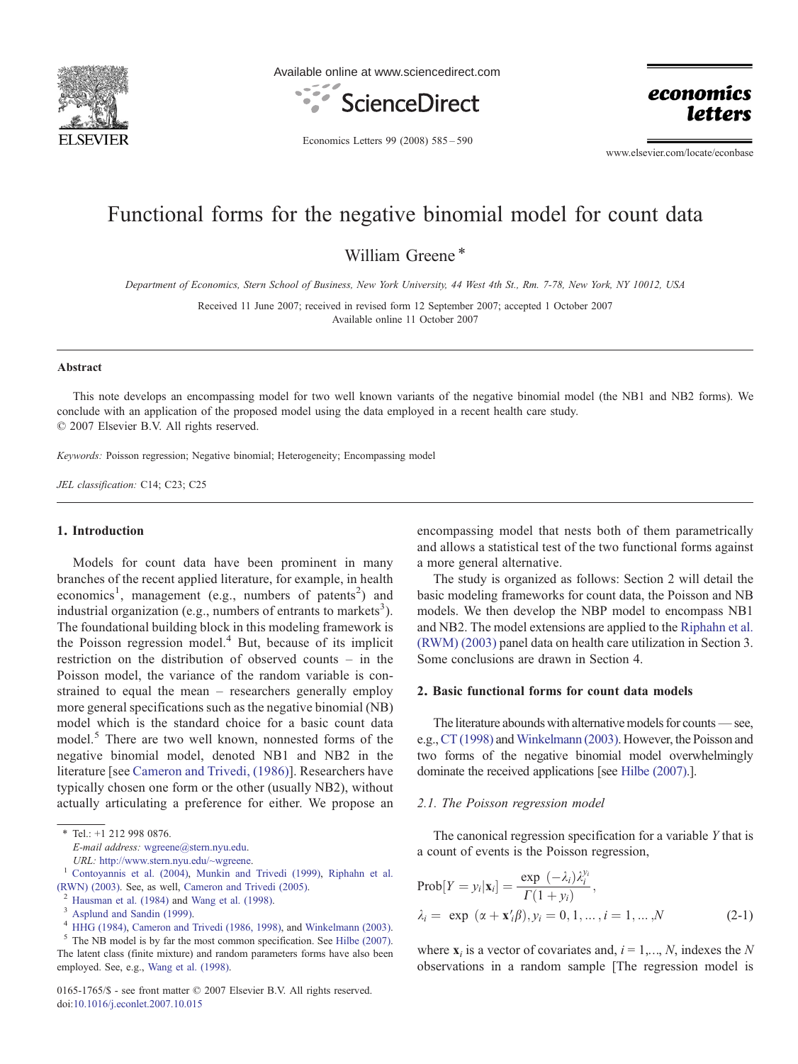# Functional forms for the negative binomial model for count data

William Greene *

*Department of Economics, Stern School of Business, New York University, 44 West 4th St., Rm. 7-78, New York, NY 10012, USA*

Received 11 June 2007; received in revised form 12 September 2007; accepted 1 October 2007
Available online 11 October 2007

---

### Abstract

This note develops an encompassing model for two well known variants of the negative binomial model (the NB1 and NB2 forms). We conclude with an application of the proposed model using the data employed in a recent health care study.
© 2007 Elsevier B.V. All rights reserved.

*Keywords:* Poisson regression; Negative binomial; Heterogeneity; Encompassing model

*JEL classification:* C14; C23; C25

---

## 1. Introduction

Models for count data have been prominent in many branches of the recent applied literature, for example, in health economics[1], management (e.g., numbers of patents[2]) and industrial organization (e.g., numbers of entrants to markets[3]). The foundational building block in this modeling framework is the Poisson regression model.[4] But, because of its implicit restriction on the distribution of observed counts – in the Poisson model, the variance of the random variable is constrained to equal the mean – researchers generally employ more general specifications such as the negative binomial (NB) model which is the standard choice for a basic count data model.[5] There are two well known, nonnested forms of the negative binomial model, denoted NB1 and NB2 in the literature [see Cameron and Trivedi, (1986)]. Researchers have typically chosen one form or the other (usually NB2), without actually articulating a preference for either. We propose an encompassing model that nests both of them parametrically and allows a statistical test of the two functional forms against a more general alternative.

The study is organized as follows: Section 2 will detail the basic modeling frameworks for count data, the Poisson and NB models. We then develop the NBP model to encompass NB1 and NB2. The model extensions are applied to the Riphahn et al. (RWM) (2003) panel data on health care utilization in Section 3. Some conclusions are drawn in Section 4.

## 2. Basic functional forms for count data models

The literature abounds with alternative models for counts — see, e.g., CT (1998) and Winkelmann (2003). However, the Poisson and two forms of the negative binomial model overwhelmingly dominate the received applications [see Hilbe (2007).].

### 2.1. The Poisson regression model

The canonical regression specification for a variable $Y$ that is a count of events is the Poisson regression,

$$\text{Prob}[Y = y_i|\mathbf{x}_i] = \frac{\exp(-\lambda_i)\lambda_i^{y_i}}{\Gamma(1+y_i)},$$
$$\lambda_i = \exp(\alpha + \mathbf{x}'_i\beta), y_i = 0, 1, \ldots, i = 1, \ldots, N \tag{2-1}$$

where $\mathbf{x}_i$ is a vector of covariates and, $i = 1,\ldots, N$, indexes the $N$ observations in a random sample [The regression model is

---

\* Tel.: +1 212 998 0876.
*E-mail address:* wgreene@stern.nyu.edu.
*URL:* http://www.stern.nyu.edu/~wgreene.

[1] Contoyannis et al. (2004), Munkin and Trivedi (1999), Riphahn et al. (RWN) (2003). See, as well, Cameron and Trivedi (2005).

[2] Hausman et al. (1984) and Wang et al. (1998).

[3] Asplund and Sandin (1999).

[4] HHG (1984), Cameron and Trivedi (1986, 1998), and Winkelmann (2003).

[5] The NB model is by far the most common specification. See Hilbe (2007). The latent class (finite mixture) and random parameters forms have also been employed. See, e.g., Wang et al. (1998).

0165-1765/$ - see front matter © 2007 Elsevier B.V. All rights reserved.
doi:10.1016/j.econlet.2007.10.015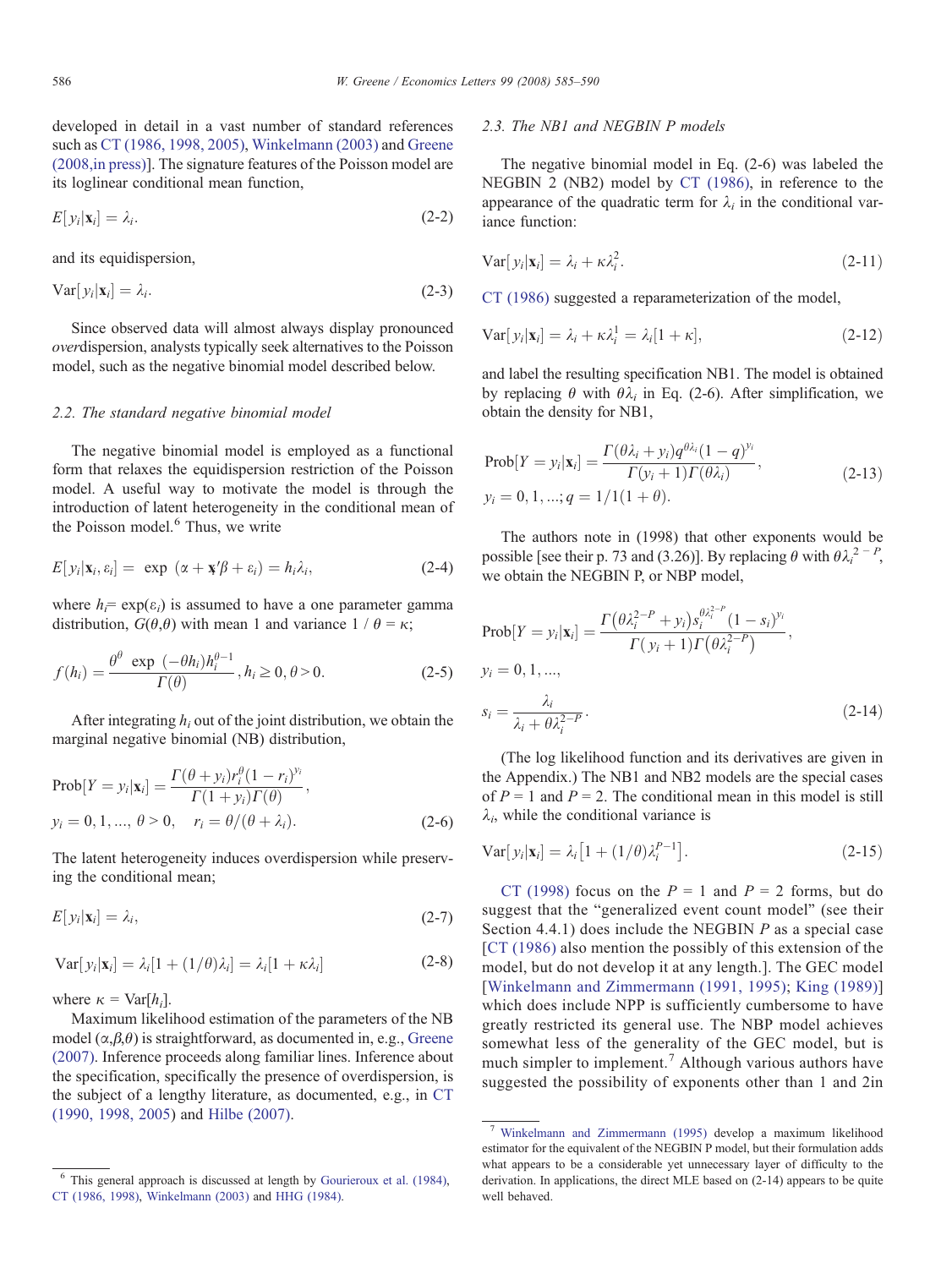developed in detail in a vast number of standard references such as CT (1986, 1998, 2005), Winkelmann (2003) and Greene (2008,in press)]. The signature features of the Poisson model are its loglinear conditional mean function,

$$E[y_i|\mathbf{x}_i] = \lambda_i. \tag{2-2}$$

and its equidispersion,

$$\text{Var}[y_i|\mathbf{x}_i] = \lambda_i. \tag{2-3}$$

Since observed data will almost always display pronounced *over*dispersion, analysts typically seek alternatives to the Poisson model, such as the negative binomial model described below.

### 2.2. The standard negative binomial model

The negative binomial model is employed as a functional form that relaxes the equidispersion restriction of the Poisson model. A useful way to motivate the model is through the introduction of latent heterogeneity in the conditional mean of the Poisson model.[6] Thus, we write

$$E[y_i|\mathbf{x}_i, \varepsilon_i] = \exp(\alpha + \mathbf{x}_i'\beta + \varepsilon_i) = h_i\lambda_i, \tag{2-4}$$

where $h_i = \exp(\varepsilon_i)$ is assumed to have a one parameter gamma distribution, $G(\theta,\theta)$ with mean 1 and variance $1/\theta = \kappa$;

$$f(h_i) = \frac{\theta^\theta \exp(-\theta h_i) h_i^{\theta-1}}{\Gamma(\theta)}, h_i \geq 0, \theta > 0. \tag{2-5}$$

After integrating $h_i$ out of the joint distribution, we obtain the marginal negative binomial (NB) distribution,

$$\text{Prob}[Y = y_i|\mathbf{x}_i] = \frac{\Gamma(\theta + y_i) r_i^\theta (1 - r_i)^{y_i}}{\Gamma(1 + y_i)\Gamma(\theta)},$$
$$y_i = 0, 1, ..., \theta > 0, \quad r_i = \theta/(\theta + \lambda_i). \tag{2-6}$$

The latent heterogeneity induces overdispersion while preserving the conditional mean;

$$E[y_i|\mathbf{x}_i] = \lambda_i, \tag{2-7}$$

$$\text{Var}[y_i|\mathbf{x}_i] = \lambda_i[1 + (1/\theta)\lambda_i] = \lambda_i[1 + \kappa\lambda_i] \tag{2-8}$$

where $\kappa = \text{Var}[h_i]$.

Maximum likelihood estimation of the parameters of the NB model $(\alpha,\beta,\theta)$ is straightforward, as documented in, e.g., Greene (2007). Inference proceeds along familiar lines. Inference about the specification, specifically the presence of overdispersion, is the subject of a lengthy literature, as documented, e.g., in CT (1990, 1998, 2005) and Hilbe (2007).

### 2.3. The NB1 and NEGBIN P models

The negative binomial model in Eq. (2-6) was labeled the NEGBIN 2 (NB2) model by CT (1986), in reference to the appearance of the quadratic term for $\lambda_i$ in the conditional variance function:

$$\text{Var}[y_i|\mathbf{x}_i] = \lambda_i + \kappa\lambda_i^2. \tag{2-11}$$

CT (1986) suggested a reparameterization of the model,

$$\text{Var}[y_i|\mathbf{x}_i] = \lambda_i + \kappa\lambda_i^1 = \lambda_i[1 + \kappa], \tag{2-12}$$

and label the resulting specification NB1. The model is obtained by replacing $\theta$ with $\theta\lambda_i$ in Eq. (2-6). After simplification, we obtain the density for NB1,

$$\text{Prob}[Y = y_i|\mathbf{x}_i] = \frac{\Gamma(\theta\lambda_i + y_i) q^{\theta\lambda_i}(1 - q)^{y_i}}{\Gamma(y_i + 1)\Gamma(\theta\lambda_i)},$$
$$y_i = 0, 1, ...; q = 1/1(1 + \theta). \tag{2-13}$$

The authors note in (1998) that other exponents would be possible [see their p. 73 and (3.26)]. By replacing $\theta$ with $\theta\lambda_i^{2-P}$, we obtain the NEGBIN P, or NBP model,

$$\text{Prob}[Y = y_i|\mathbf{x}_i] = \frac{\Gamma(\theta\lambda_i^{2-P} + y_i) s_i^{\theta\lambda_i^{2-P}} (1 - s_i)^{y_i}}{\Gamma(y_i + 1)\Gamma(\theta\lambda_i^{2-P})},$$
$$y_i = 0, 1, ...,$$
$$s_i = \frac{\lambda_i}{\lambda_i + \theta\lambda_i^{2-P}}. \tag{2-14}$$

(The log likelihood function and its derivatives are given in the Appendix.) The NB1 and NB2 models are the special cases of $P = 1$ and $P = 2$. The conditional mean in this model is still $\lambda_i$, while the conditional variance is

$$\text{Var}[y_i|\mathbf{x}_i] = \lambda_i\left[1 + (1/\theta)\lambda_i^{P-1}\right]. \tag{2-15}$$

CT (1998) focus on the $P = 1$ and $P = 2$ forms, but do suggest that the "generalized event count model" (see their Section 4.4.1) does include the NEGBIN P as a special case [CT (1986) also mention the possibly of this extension of the model, but do not develop it at any length.]. The GEC model [Winkelmann and Zimmermann (1991, 1995); King (1989)] which does include NPP is sufficiently cumbersome to have greatly restricted its general use. The NBP model achieves somewhat less of the generality of the GEC model, but is much simpler to implement.[7] Although various authors have suggested the possibility of exponents other than 1 and 2in

---

[6] This general approach is discussed at length by Gourieroux et al. (1984), CT (1986, 1998), Winkelmann (2003) and HHG (1984).

[7] Winkelmann and Zimmermann (1995) develop a maximum likelihood estimator for the equivalent of the NEGBIN P model, but their formulation adds what appears to be a considerable yet unnecessary layer of difficulty to the derivation. In applications, the direct MLE based on (2-14) appears to be quite well behaved.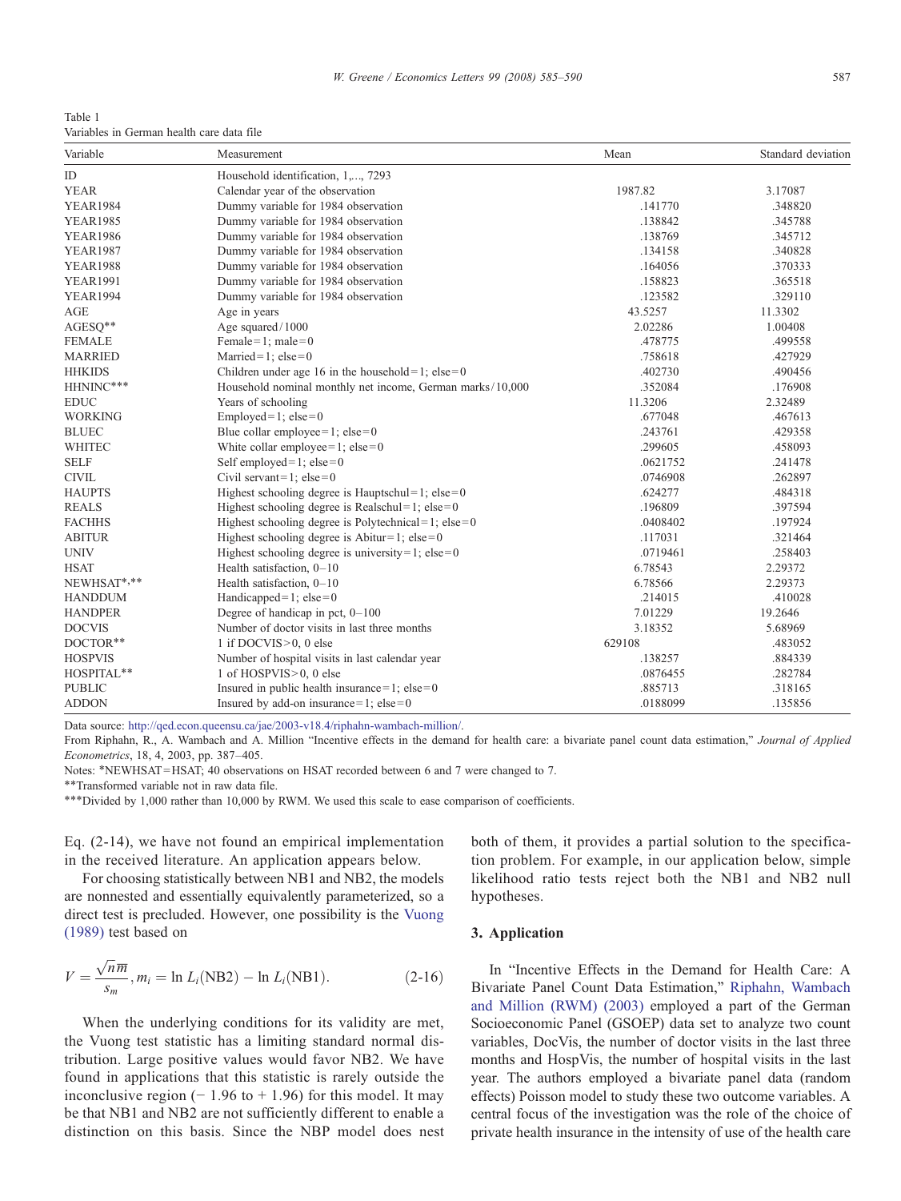Table 1
Variables in German health care data file

| Variable | Measurement | Mean | Standard deviation |
|---|---|---|---|
| ID | Household identification, 1,..., 7293 | | |
| YEAR | Calendar year of the observation | 1987.82 | 3.17087 |
| YEAR1984 | Dummy variable for 1984 observation | .141770 | .348820 |
| YEAR1985 | Dummy variable for 1984 observation | .138842 | .345788 |
| YEAR1986 | Dummy variable for 1984 observation | .138769 | .345712 |
| YEAR1987 | Dummy variable for 1984 observation | .134158 | .340828 |
| YEAR1988 | Dummy variable for 1984 observation | .164056 | .370333 |
| YEAR1991 | Dummy variable for 1984 observation | .158823 | .365518 |
| YEAR1994 | Dummy variable for 1984 observation | .123582 | .329110 |
| AGE | Age in years | 43.5257 | 11.3302 |
| AGESQ** | Age squared/1000 | 2.02286 | 1.00408 |
| FEMALE | Female=1; male=0 | .478775 | .499558 |
| MARRIED | Married=1; else=0 | .758618 | .427929 |
| HHKIDS | Children under age 16 in the household=1; else=0 | .402730 | .490456 |
| HHNINC*** | Household nominal monthly net income, German marks/10,000 | .352084 | .176908 |
| EDUC | Years of schooling | 11.3206 | 2.32489 |
| WORKING | Employed=1; else=0 | .677048 | .467613 |
| BLUEC | Blue collar employee=1; else=0 | .243761 | .429358 |
| WHITEC | White collar employee=1; else=0 | .299605 | .458093 |
| SELF | Self employed=1; else=0 | .0621752 | .241478 |
| CIVIL | Civil servant=1; else=0 | .0746908 | .262897 |
| HAUPTS | Highest schooling degree is Hauptschul=1; else=0 | .624277 | .484318 |
| REALS | Highest schooling degree is Realschul=1; else=0 | .196809 | .397594 |
| FACHHS | Highest schooling degree is Polytechnical=1; else=0 | .0408402 | .197924 |
| ABITUR | Highest schooling degree is Abitur=1; else=0 | .117031 | .321464 |
| UNIV | Highest schooling degree is university=1; else=0 | .0719461 | .258403 |
| HSAT | Health satisfaction, 0–10 | 6.78543 | 2.29372 |
| NEWHSAT*,** | Health satisfaction, 0–10 | 6.78566 | 2.29373 |
| HANDDUM | Handicapped=1; else=0 | .214015 | .410028 |
| HANDPER | Degree of handicap in pct, 0–100 | 7.01229 | 19.2646 |
| DOCVIS | Number of doctor visits in last three months | 3.18352 | 5.68969 |
| DOCTOR** | 1 if DOCVIS>0, 0 else | 629108 | .483052 |
| HOSPVIS | Number of hospital visits in last calendar year | .138257 | .884339 |
| HOSPITAL** | 1 of HOSPVIS>0, 0 else | .0876455 | .282784 |
| PUBLIC | Insured in public health insurance=1; else=0 | .885713 | .318165 |
| ADDON | Insured by add-on insurance=1; else=0 | .0188099 | .135856 |

Data source: http://qed.econ.queensu.ca/jae/2003-v18.4/riphahn-wambach-million/.

From Riphahn, R., A. Wambach and A. Million "Incentive effects in the demand for health care: a bivariate panel count data estimation," *Journal of Applied Econometrics*, 18, 4, 2003, pp. 387–405.

Notes: *NEWHSAT=HSAT; 40 observations on HSAT recorded between 6 and 7 were changed to 7.

**Transformed variable not in raw data file.

***Divided by 1,000 rather than 10,000 by RWM. We used this scale to ease comparison of coefficients.

Eq. (2-14), we have not found an empirical implementation in the received literature. An application appears below.

For choosing statistically between NB1 and NB2, the models are nonnested and essentially equivalently parameterized, so a direct test is precluded. However, one possibility is the Vuong (1989) test based on

$$V = \frac{\sqrt{n}\,\overline{m}}{s_m}, m_i = \ln L_i(\text{NB2}) - \ln L_i(\text{NB1}). \tag{2-16}$$

When the underlying conditions for its validity are met, the Vuong test statistic has a limiting standard normal distribution. Large positive values would favor NB2. We have found in applications that this statistic is rarely outside the inconclusive region (− 1.96 to + 1.96) for this model. It may be that NB1 and NB2 are not sufficiently different to enable a distinction on this basis. Since the NBP model does nest both of them, it provides a partial solution to the specification problem. For example, in our application below, simple likelihood ratio tests reject both the NB1 and NB2 null hypotheses.

## 3. Application

In "Incentive Effects in the Demand for Health Care: A Bivariate Panel Count Data Estimation," Riphahn, Wambach and Million (RWM) (2003) employed a part of the German Socioeconomic Panel (GSOEP) data set to analyze two count variables, DocVis, the number of doctor visits in the last three months and HospVis, the number of hospital visits in the last year. The authors employed a bivariate panel data (random effects) Poisson model to study these two outcome variables. A central focus of the investigation was the role of the choice of private health insurance in the intensity of use of the health care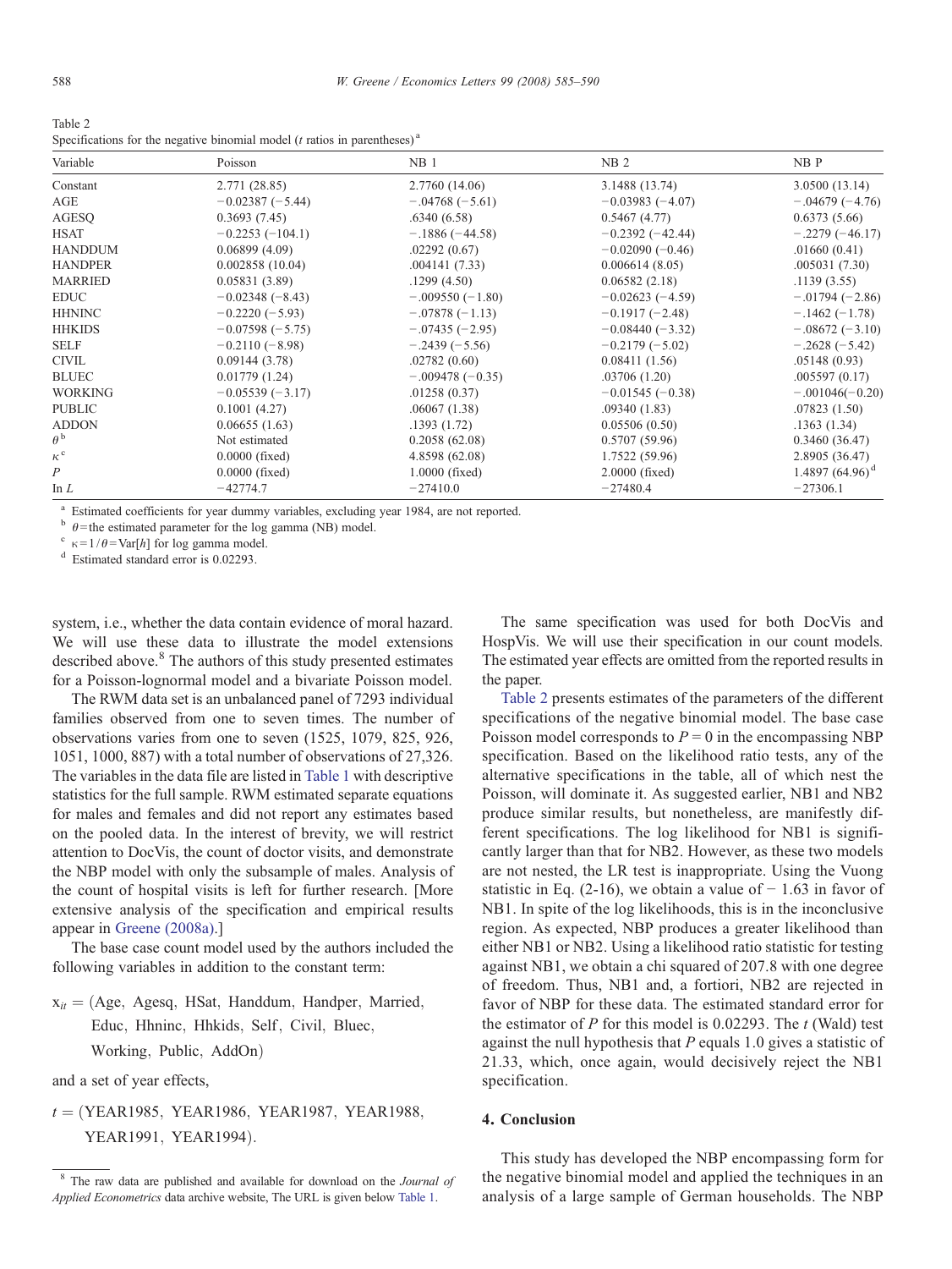Table 2
Specifications for the negative binomial model (*t* ratios in parentheses)[a]

| Variable | Poisson | NB 1 | NB 2 | NB P |
|---|---|---|---|---|
| Constant | 2.771 (28.85) | 2.7760 (14.06) | 3.1488 (13.74) | 3.0500 (13.14) |
| AGE | −0.02387 (−5.44) | −.04768 (−5.61) | −0.03983 (−4.07) | −.04679 (−4.76) |
| AGESQ | 0.3693 (7.45) | .6340 (6.58) | 0.5467 (4.77) | 0.6373 (5.66) |
| HSAT | −0.2253 (−104.1) | −.1886 (−44.58) | −0.2392 (−42.44) | −.2279 (−46.17) |
| HANDDUM | 0.06899 (4.09) | .02292 (0.67) | −0.02090 (−0.46) | .01660 (0.41) |
| HANDPER | 0.002858 (10.04) | .004141 (7.33) | 0.006614 (8.05) | .005031 (7.30) |
| MARRIED | 0.05831 (3.89) | .1299 (4.50) | 0.06582 (2.18) | .1139 (3.55) |
| EDUC | −0.02348 (−8.43) | −.009550 (−1.80) | −0.02623 (−4.59) | −.01794 (−2.86) |
| HHNINC | −0.2220 (−5.93) | −.07878 (−1.13) | −0.1917 (−2.48) | −.1462 (−1.78) |
| HHKIDS | −0.07598 (−5.75) | −.07435 (−2.95) | −0.08440 (−3.32) | −.08672 (−3.10) |
| SELF | −0.2110 (−8.98) | −.2439 (−5.56) | −0.2179 (−5.02) | −.2628 (−5.42) |
| CIVIL | 0.09144 (3.78) | .02782 (0.60) | 0.08411 (1.56) | .05148 (0.93) |
| BLUEC | 0.01779 (1.24) | −.009478 (−0.35) | .03706 (1.20) | .005597 (0.17) |
| WORKING | −0.05539 (−3.17) | .01258 (0.37) | −0.01545 (−0.38) | −.001046(−0.20) |
| PUBLIC | 0.1001 (4.27) | .06067 (1.38) | .09340 (1.83) | .07823 (1.50) |
| ADDON | 0.06655 (1.63) | .1393 (1.72) | 0.05506 (0.50) | .1363 (1.34) |
| $\theta$[b] | Not estimated | 0.2058 (62.08) | 0.5707 (59.96) | 0.3460 (36.47) |
| $\kappa$[c] | 0.0000 (fixed) | 4.8598 (62.08) | 1.7522 (59.96) | 2.8905 (36.47) |
| $P$ | 0.0000 (fixed) | 1.0000 (fixed) | 2.0000 (fixed) | 1.4897 (64.96)[d] |
| ln $L$ | −42774.7 | −27410.0 | −27480.4 | −27306.1 |

[a] Estimated coefficients for year dummy variables, excluding year 1984, are not reported.
[b] $\theta$ = the estimated parameter for the log gamma (NB) model.
[c] $\kappa = 1/\theta = \text{Var}[h]$ for log gamma model.
[d] Estimated standard error is 0.02293.

system, i.e., whether the data contain evidence of moral hazard. We will use these data to illustrate the model extensions described above.[8] The authors of this study presented estimates for a Poisson-lognormal model and a bivariate Poisson model.

The RWM data set is an unbalanced panel of 7293 individual families observed from one to seven times. The number of observations varies from one to seven (1525, 1079, 825, 926, 1051, 1000, 887) with a total number of observations of 27,326. The variables in the data file are listed in Table 1 with descriptive statistics for the full sample. RWM estimated separate equations for males and females and did not report any estimates based on the pooled data. In the interest of brevity, we will restrict attention to DocVis, the count of doctor visits, and demonstrate the NBP model with only the subsample of males. Analysis of the count of hospital visits is left for further research. [More extensive analysis of the specification and empirical results appear in Greene (2008a).]

The base case count model used by the authors included the following variables in addition to the constant term:

$$x_{it} = (\text{Age, Agesq, HSat, Handdum, Handper, Married, Educ, Hhninc, Hhkids, Self, Civil, Bluec, Working, Public, AddOn})$$

and a set of year effects,

$$t = (\text{YEAR1985, YEAR1986, YEAR1987, YEAR1988, YEAR1991, YEAR1994}).$$

The same specification was used for both DocVis and HospVis. We will use their specification in our count models. The estimated year effects are omitted from the reported results in the paper.

Table 2 presents estimates of the parameters of the different specifications of the negative binomial model. The base case Poisson model corresponds to $P = 0$ in the encompassing NBP specification. Based on the likelihood ratio tests, any of the alternative specifications in the table, all of which nest the Poisson, will dominate it. As suggested earlier, NB1 and NB2 produce similar results, but nonetheless, are manifestly different specifications. The log likelihood for NB1 is significantly larger than that for NB2. However, as these two models are not nested, the LR test is inappropriate. Using the Vuong statistic in Eq. (2-16), we obtain a value of − 1.63 in favor of NB1. In spite of the log likelihoods, this is in the inconclusive region. As expected, NBP produces a greater likelihood than either NB1 or NB2. Using a likelihood ratio statistic for testing against NB1, we obtain a chi squared of 207.8 with one degree of freedom. Thus, NB1 and, a fortiori, NB2 are rejected in favor of NBP for these data. The estimated standard error for the estimator of $P$ for this model is 0.02293. The $t$ (Wald) test against the null hypothesis that $P$ equals 1.0 gives a statistic of 21.33, which, once again, would decisively reject the NB1 specification.

## 4. Conclusion

This study has developed the NBP encompassing form for the negative binomial model and applied the techniques in an analysis of a large sample of German households. The NBP

[8] The raw data are published and available for download on the *Journal of Applied Econometrics* data archive website, The URL is given below Table 1.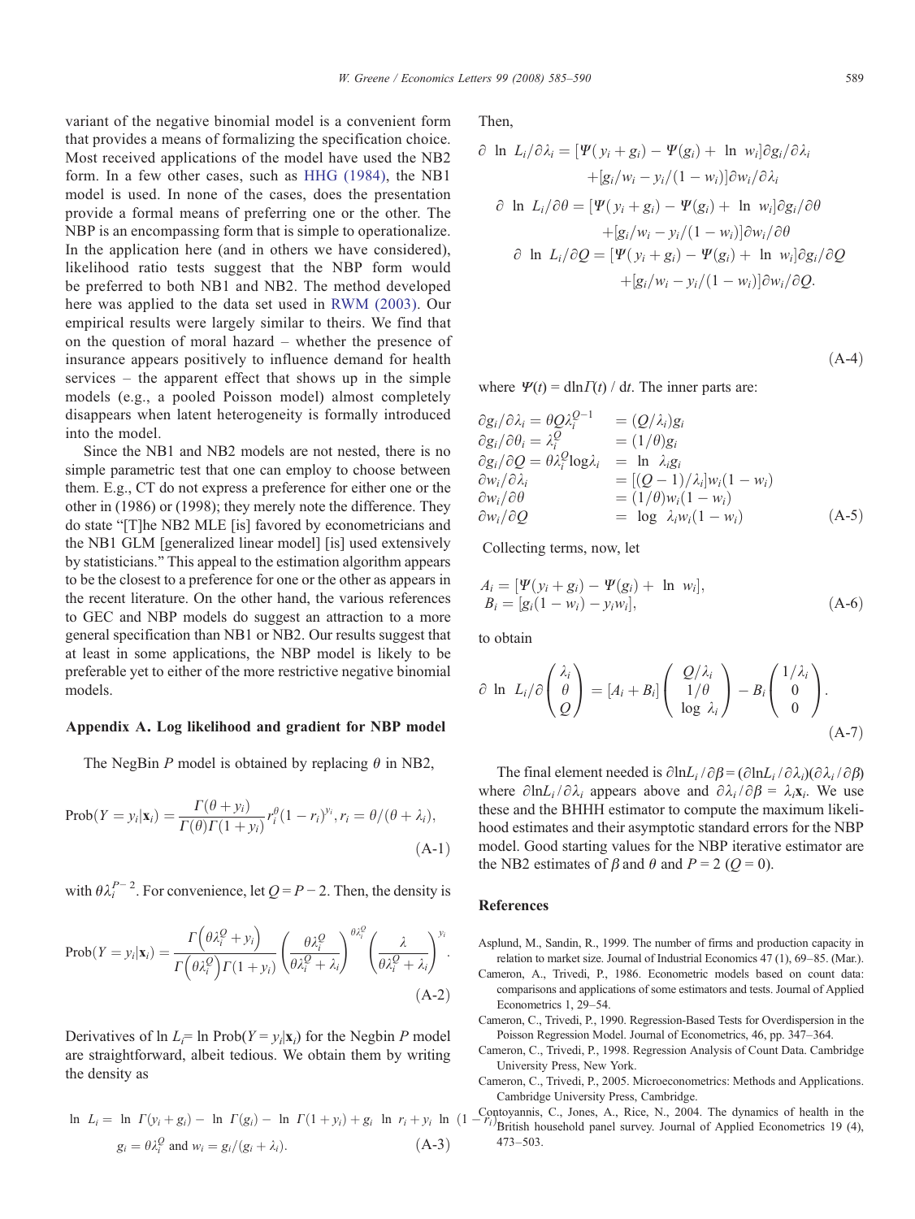variant of the negative binomial model is a convenient form that provides a means of formalizing the specification choice. Most received applications of the model have used the NB2 form. In a few other cases, such as HHG (1984), the NB1 model is used. In none of the cases, does the presentation provide a formal means of preferring one or the other. The NBP is an encompassing form that is simple to operationalize. In the application here (and in others we have considered), likelihood ratio tests suggest that the NBP form would be preferred to both NB1 and NB2. The method developed here was applied to the data set used in RWM (2003). Our empirical results were largely similar to theirs. We find that on the question of moral hazard – whether the presence of insurance appears positively to influence demand for health services – the apparent effect that shows up in the simple models (e.g., a pooled Poisson model) almost completely disappears when latent heterogeneity is formally introduced into the model.

Since the NB1 and NB2 models are not nested, there is no simple parametric test that one can employ to choose between them. E.g., CT do not express a preference for either one or the other in (1986) or (1998); they merely note the difference. They do state "[T]he NB2 MLE [is] favored by econometricians and the NB1 GLM [generalized linear model] [is] used extensively by statisticians." This appeal to the estimation algorithm appears to be the closest to a preference for one or the other as appears in the recent literature. On the other hand, the various references to GEC and NBP models do suggest an attraction to a more general specification than NB1 or NB2. Our results suggest that at least in some applications, the NBP model is likely to be preferable yet to either of the more restrictive negative binomial models.

## Appendix A. Log likelihood and gradient for NBP model

The NegBin $P$ model is obtained by replacing $\theta$ in NB2,

$$\text{Prob}(Y=y_i|\mathbf{x}_i)=\frac{\Gamma(\theta+y_i)}{\Gamma(\theta)\Gamma(1+y_i)}r_i^{\theta}(1-r_i)^{y_i}, r_i=\theta/(\theta+\lambda_i), \tag{A-1}$$

with $\theta\lambda_i^{P-2}$. For convenience, let $Q=P-2$. Then, the density is

$$\text{Prob}(Y=y_i|\mathbf{x}_i)=\frac{\Gamma\left(\theta\lambda_i^Q+y_i\right)}{\Gamma\left(\theta\lambda_i^Q\right)\Gamma(1+y_i)}\left(\frac{\theta\lambda_i^Q}{\theta\lambda_i^Q+\lambda_i}\right)^{\theta\lambda_i^Q}\left(\frac{\lambda}{\theta\lambda_i^Q+\lambda_i}\right)^{y_i}. \tag{A-2}$$

Derivatives of $\ln L_i = \ln \text{Prob}(Y=y_i|\mathbf{x}_i)$ for the Negbin $P$ model are straightforward, albeit tedious. We obtain them by writing the density as

$$\ln L_i = \ln \Gamma(y_i+g_i) - \ln \Gamma(g_i) - \ln \Gamma(1+y_i) + g_i \ln r_i + y_i \ln (1-r_i)$$
$$g_i=\theta\lambda_i^Q \text{ and } w_i=g_i/(g_i+\lambda_i). \tag{A-3}$$

Then,

$$\begin{aligned}
\partial \ln L_i/\partial\lambda_i &= [\Psi(y_i+g_i)-\Psi(g_i)+\ln w_i]\partial g_i/\partial\lambda_i \\
&\quad +[g_i/w_i - y_i/(1-w_i)]\partial w_i/\partial\lambda_i \\
\partial \ln L_i/\partial\theta &= [\Psi(y_i+g_i)-\Psi(g_i)+\ln w_i]\partial g_i/\partial\theta \\
&\quad +[g_i/w_i - y_i/(1-w_i)]\partial w_i/\partial\theta \\
\partial \ln L_i/\partial Q &= [\Psi(y_i+g_i)-\Psi(g_i)+\ln w_i]\partial g_i/\partial Q \\
&\quad +[g_i/w_i - y_i/(1-w_i)]\partial w_i/\partial Q.
\end{aligned} \tag{A-4}$$

where $\Psi(t) = \text{d}\ln\Gamma(t) / \text{d}t$. The inner parts are:

$$\begin{aligned}
\partial g_i/\partial\lambda_i &= \theta Q\lambda_i^{Q-1} &&= (Q/\lambda_i)g_i \\
\partial g_i/\partial\theta_i &= \lambda_i^Q &&= (1/\theta)g_i \\
\partial g_i/\partial Q &= \theta\lambda_i^Q\log\lambda_i &&= \ln \lambda_i g_i \\
\partial w_i/\partial\lambda_i & &&= [(Q-1)/\lambda_i]w_i(1-w_i) \\
\partial w_i/\partial\theta & &&= (1/\theta)w_i(1-w_i) \\
\partial w_i/\partial Q & &&= \log \lambda_i w_i(1-w_i)
\end{aligned} \tag{A-5}$$

Collecting terms, now, let

$$\begin{aligned}
A_i &= [\Psi(y_i+g_i)-\Psi(g_i)+\ln w_i], \\
B_i &= [g_i(1-w_i)-y_iw_i],
\end{aligned} \tag{A-6}$$

to obtain

$$\partial \ln L_i/\partial\begin{pmatrix}\lambda_i\\ \theta\\ Q\end{pmatrix} = [A_i+B_i]\begin{pmatrix}Q/\lambda_i\\ 1/\theta\\ \log \lambda_i\end{pmatrix} - B_i\begin{pmatrix}1/\lambda_i\\ 0\\ 0\end{pmatrix}. \tag{A-7}$$

The final element needed is $\partial\ln L_i/\partial\beta = (\partial\ln L_i/\partial\lambda_i)(\partial\lambda_i/\partial\beta)$ where $\partial\ln L_i/\partial\lambda_i$ appears above and $\partial\lambda_i/\partial\beta = \lambda_i\mathbf{x}_i$. We use these and the BHHH estimator to compute the maximum likelihood estimates and their asymptotic standard errors for the NBP model. Good starting values for the NBP iterative estimator are the NB2 estimates of $\beta$ and $\theta$ and $P=2$ ($Q=0$).

## References

Asplund, M., Sandin, R., 1999. The number of firms and production capacity in relation to market size. Journal of Industrial Economics 47 (1), 69–85. (Mar.).

Cameron, A., Trivedi, P., 1986. Econometric models based on count data: comparisons and applications of some estimators and tests. Journal of Applied Econometrics 1, 29–54.

Cameron, C., Trivedi, P., 1990. Regression-Based Tests for Overdispersion in the Poisson Regression Model. Journal of Econometrics, 46, pp. 347–364.

Cameron, C., Trivedi, P., 1998. Regression Analysis of Count Data. Cambridge University Press, New York.

Cameron, C., Trivedi, P., 2005. Microeconometrics: Methods and Applications. Cambridge University Press, Cambridge.

Contoyannis, C., Jones, A., Rice, N., 2004. The dynamics of health in the British household panel survey. Journal of Applied Econometrics 19 (4), 473–503.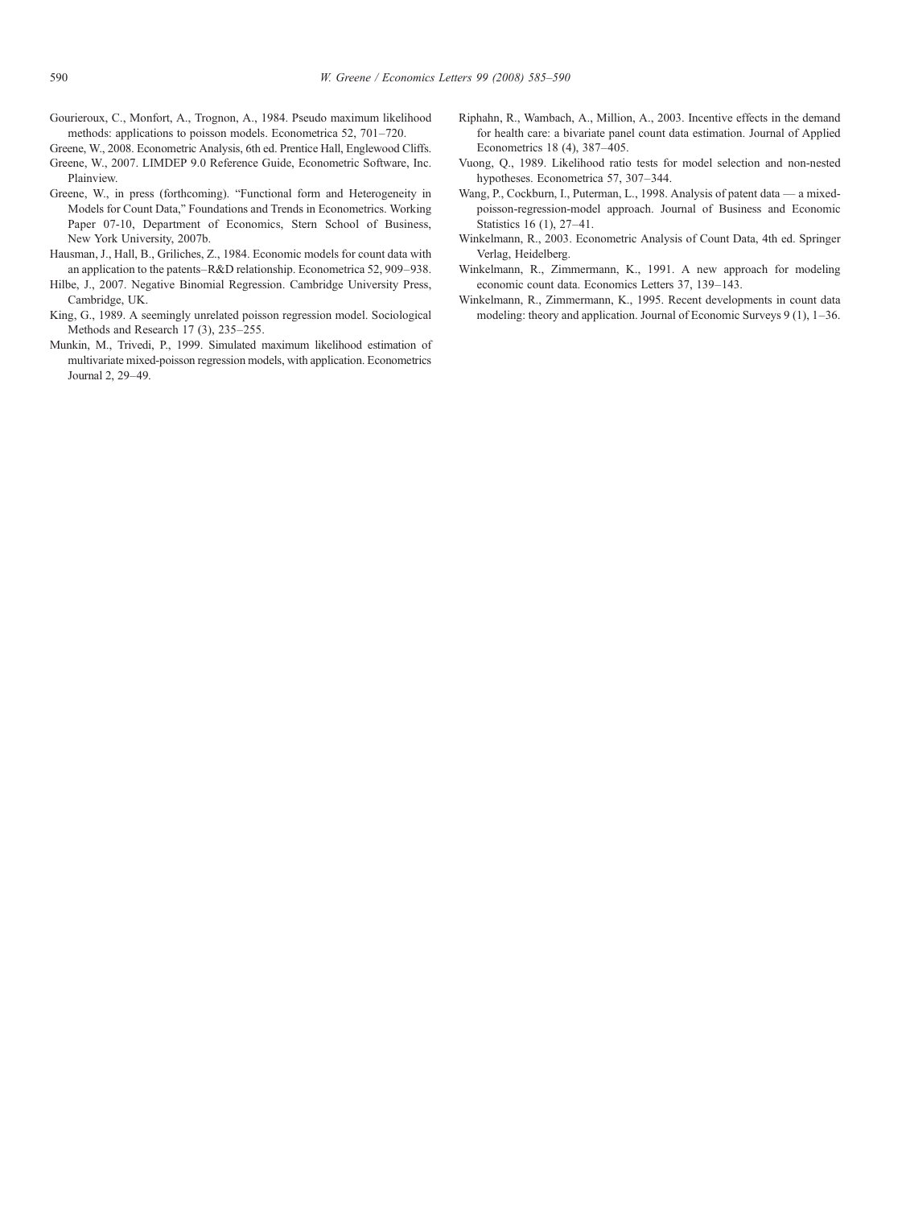Gourieroux, C., Monfort, A., Trognon, A., 1984. Pseudo maximum likelihood methods: applications to poisson models. Econometrica 52, 701–720.

Greene, W., 2008. Econometric Analysis, 6th ed. Prentice Hall, Englewood Cliffs.

Greene, W., 2007. LIMDEP 9.0 Reference Guide, Econometric Software, Inc. Plainview.

Greene, W., in press (forthcoming). "Functional form and Heterogeneity in Models for Count Data," Foundations and Trends in Econometrics. Working Paper 07-10, Department of Economics, Stern School of Business, New York University, 2007b.

Hausman, J., Hall, B., Griliches, Z., 1984. Economic models for count data with an application to the patents–R&D relationship. Econometrica 52, 909–938.

Hilbe, J., 2007. Negative Binomial Regression. Cambridge University Press, Cambridge, UK.

King, G., 1989. A seemingly unrelated poisson regression model. Sociological Methods and Research 17 (3), 235–255.

Munkin, M., Trivedi, P., 1999. Simulated maximum likelihood estimation of multivariate mixed-poisson regression models, with application. Econometrics Journal 2, 29–49.

Riphahn, R., Wambach, A., Million, A., 2003. Incentive effects in the demand for health care: a bivariate panel count data estimation. Journal of Applied Econometrics 18 (4), 387–405.

Vuong, Q., 1989. Likelihood ratio tests for model selection and non-nested hypotheses. Econometrica 57, 307–344.

Wang, P., Cockburn, I., Puterman, L., 1998. Analysis of patent data — a mixed-poisson-regression-model approach. Journal of Business and Economic Statistics 16 (1), 27–41.

Winkelmann, R., 2003. Econometric Analysis of Count Data, 4th ed. Springer Verlag, Heidelberg.

Winkelmann, R., Zimmermann, K., 1991. A new approach for modeling economic count data. Economics Letters 37, 139–143.

Winkelmann, R., Zimmermann, K., 1995. Recent developments in count data modeling: theory and application. Journal of Economic Surveys 9 (1), 1–36.